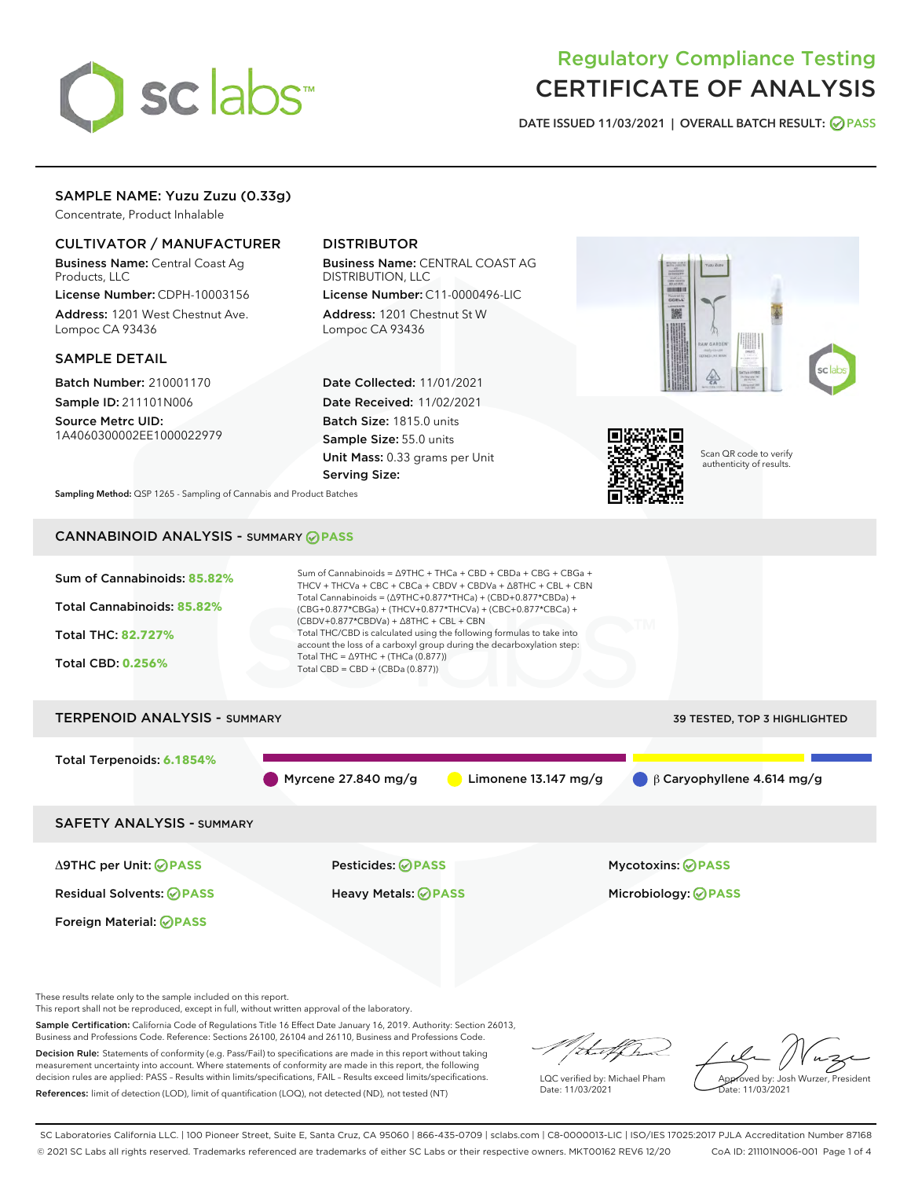# Regulatory Compliance Testing
# CERTIFICATE OF ANALYSIS

DATE ISSUED 11/03/2021 | OVERALL BATCH RESULT: PASS

## SAMPLE NAME: Yuzu Zuzu (0.33g)

Concentrate, Product Inhalable

### CULTIVATOR / MANUFACTURER

**Business Name:** Central Coast Ag Products, LLC

**License Number:** CDPH-10003156

**Address:** 1201 West Chestnut Ave. Lompoc CA 93436

### DISTRIBUTOR

**Business Name:** CENTRAL COAST AG DISTRIBUTION, LLC

**License Number:** C11-0000496-LIC

**Address:** 1201 Chestnut St W Lompoc CA 93436

### SAMPLE DETAIL

**Batch Number:** 210001170

**Sample ID:** 211101N006

**Source Metrc UID:** 1A4060300002EE1000022979

**Date Collected:** 11/01/2021

**Date Received:** 11/02/2021

**Batch Size:** 1815.0 units

**Sample Size:** 55.0 units

**Unit Mass:** 0.33 grams per Unit

**Serving Size:**

Scan QR code to verify authenticity of results.

**Sampling Method:** QSP 1265 - Sampling of Cannabis and Product Batches

## CANNABINOID ANALYSIS - SUMMARY PASS

Sum of Cannabinoids: **85.82%**

Total Cannabinoids: **85.82%**

Total THC: **82.727%**

Total CBD: **0.256%**

Sum of Cannabinoids = Δ9THC + THCa + CBD + CBDa + CBG + CBGa + THCV + THCVa + CBC + CBCa + CBDV + CBDVa + Δ8THC + CBL + CBN

Total Cannabinoids = (Δ9THC+0.877*THCa) + (CBD+0.877*CBDa) + (CBG+0.877*CBGa) + (THCV+0.877*THCVa) + (CBC+0.877*CBCa) + (CBDV+0.877*CBDVa) + Δ8THC + CBL + CBN

Total THC/CBD is calculated using the following formulas to take into account the loss of a carboxyl group during the decarboxylation step:

Total THC = Δ9THC + (THCa (0.877))

Total CBD = CBD + (CBDa (0.877))

## TERPENOID ANALYSIS - SUMMARY

39 TESTED, TOP 3 HIGHLIGHTED

Total Terpenoids: **6.1854%**

Myrcene 27.840 mg/g | Limonene 13.147 mg/g | β Caryophyllene 4.614 mg/g

## SAFETY ANALYSIS - SUMMARY

Δ9THC per Unit: PASS

Pesticides: PASS

Mycotoxins: PASS

Residual Solvents: PASS

Heavy Metals: PASS

Microbiology: PASS

Foreign Material: PASS

These results relate only to the sample included on this report.
This report shall not be reproduced, except in full, without written approval of the laboratory.

**Sample Certification:** California Code of Regulations Title 16 Effect Date January 16, 2019. Authority: Section 26013, Business and Professions Code. Reference: Sections 26100, 26104 and 26110, Business and Professions Code.

**Decision Rule:** Statements of conformity (e.g. Pass/Fail) to specifications are made in this report without taking measurement uncertainty into account. Where statements of conformity are made in this report, the following decision rules are applied: PASS - Results within limits/specifications, FAIL - Results exceed limits/specifications.

**References:** limit of detection (LOD), limit of quantification (LOQ), not detected (ND), not tested (NT)

LQC verified by: Michael Pham
Date: 11/03/2021

Approved by: Josh Wurzer, President
Date: 11/03/2021

SC Laboratories California LLC. | 100 Pioneer Street, Suite E, Santa Cruz, CA 95060 | 866-435-0709 | sclabs.com | C8-0000013-LIC | ISO/IES 17025:2017 PJLA Accreditation Number 87168
© 2021 SC Labs all rights reserved. Trademarks referenced are trademarks of either SC Labs or their respective owners. MKT00162 REV6 12/20 CoA ID: 211101N006-001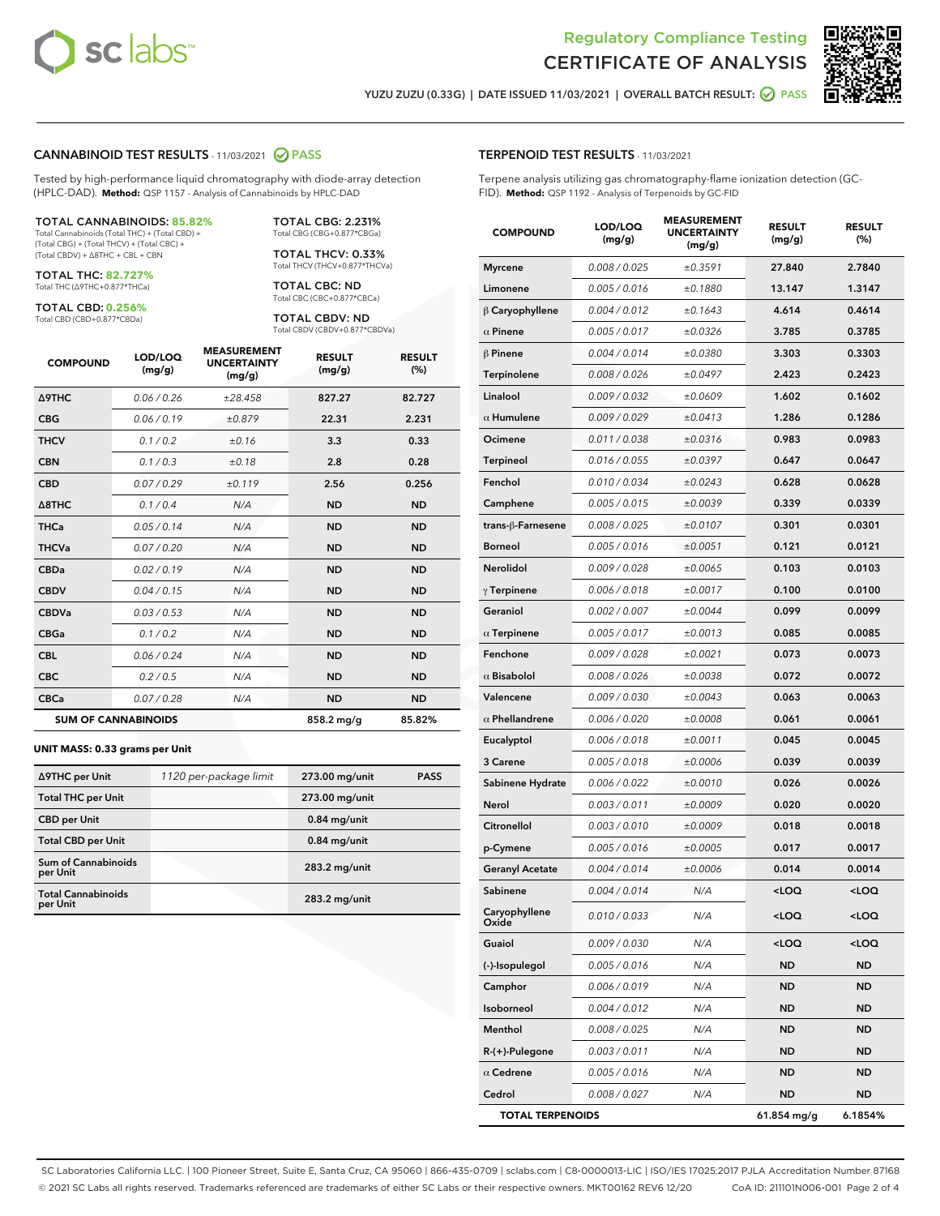# Regulatory Compliance Testing
# CERTIFICATE OF ANALYSIS

YUZU ZUZU (0.33G) | DATE ISSUED 11/03/2021 | OVERALL BATCH RESULT: PASS

## CANNABINOID TEST RESULTS - 11/03/2021 PASS

Tested by high-performance liquid chromatography with diode-array detection (HPLC-DAD). **Method:** QSP 1157 - Analysis of Cannabinoids by HPLC-DAD

**TOTAL CANNABINOIDS: 85.82%**
Total Cannabinoids (Total THC) + (Total CBD) + (Total CBG) + (Total THCV) + (Total CBC) + (Total CBDV) + Δ8THC + CBL + CBN

**TOTAL THC: 82.727%**
Total THC (Δ9THC+0.877*THCa)

**TOTAL CBD: 0.256%**
Total CBD (CBD+0.877*CBDa)

**TOTAL CBG: 2.231%**
Total CBG (CBG+0.877*CBGa)

**TOTAL THCV: 0.33%**
Total THCV (THCV+0.877*THCVa)

**TOTAL CBC: ND**
Total CBC (CBC+0.877*CBCa)

**TOTAL CBDV: ND**
Total CBDV (CBDV+0.877*CBDVa)

| COMPOUND | LOD/LOQ (mg/g) | MEASUREMENT UNCERTAINTY (mg/g) | RESULT (mg/g) | RESULT (%) |
|---|---|---|---|---|
| Δ9THC | 0.06 / 0.26 | ±28.458 | 827.27 | 82.727 |
| CBG | 0.06 / 0.19 | ±0.879 | 22.31 | 2.231 |
| THCV | 0.1 / 0.2 | ±0.16 | 3.3 | 0.33 |
| CBN | 0.1 / 0.3 | ±0.18 | 2.8 | 0.28 |
| CBD | 0.07 / 0.29 | ±0.119 | 2.56 | 0.256 |
| Δ8THC | 0.1 / 0.4 | N/A | ND | ND |
| THCa | 0.05 / 0.14 | N/A | ND | ND |
| THCVa | 0.07 / 0.20 | N/A | ND | ND |
| CBDa | 0.02 / 0.19 | N/A | ND | ND |
| CBDV | 0.04 / 0.15 | N/A | ND | ND |
| CBDVa | 0.03 / 0.53 | N/A | ND | ND |
| CBGa | 0.1 / 0.2 | N/A | ND | ND |
| CBL | 0.06 / 0.24 | N/A | ND | ND |
| CBC | 0.2 / 0.5 | N/A | ND | ND |
| CBCa | 0.07 / 0.28 | N/A | ND | ND |
| **SUM OF CANNABINOIDS** | | | 858.2 mg/g | 85.82% |

**UNIT MASS: 0.33 grams per Unit**

| | | | |
|---|---|---|---|
| Δ9THC per Unit | 1120 per-package limit | 273.00 mg/unit | PASS |
| Total THC per Unit | | 273.00 mg/unit | |
| CBD per Unit | | 0.84 mg/unit | |
| Total CBD per Unit | | 0.84 mg/unit | |
| Sum of Cannabinoids per Unit | | 283.2 mg/unit | |
| Total Cannabinoids per Unit | | 283.2 mg/unit | |

## TERPENOID TEST RESULTS - 11/03/2021

Terpene analysis utilizing gas chromatography-flame ionization detection (GC-FID). **Method:** QSP 1192 - Analysis of Terpenoids by GC-FID

| COMPOUND | LOD/LOQ (mg/g) | MEASUREMENT UNCERTAINTY (mg/g) | RESULT (mg/g) | RESULT (%) |
|---|---|---|---|---|
| Myrcene | 0.008 / 0.025 | ±0.3591 | 27.840 | 2.7840 |
| Limonene | 0.005 / 0.016 | ±0.1880 | 13.147 | 1.3147 |
| β Caryophyllene | 0.004 / 0.012 | ±0.1643 | 4.614 | 0.4614 |
| α Pinene | 0.005 / 0.017 | ±0.0326 | 3.785 | 0.3785 |
| β Pinene | 0.004 / 0.014 | ±0.0380 | 3.303 | 0.3303 |
| Terpinolene | 0.008 / 0.026 | ±0.0497 | 2.423 | 0.2423 |
| Linalool | 0.009 / 0.032 | ±0.0609 | 1.602 | 0.1602 |
| α Humulene | 0.009 / 0.029 | ±0.0413 | 1.286 | 0.1286 |
| Ocimene | 0.011 / 0.038 | ±0.0316 | 0.983 | 0.0983 |
| Terpineol | 0.016 / 0.055 | ±0.0397 | 0.647 | 0.0647 |
| Fenchol | 0.010 / 0.034 | ±0.0243 | 0.628 | 0.0628 |
| Camphene | 0.005 / 0.015 | ±0.0039 | 0.339 | 0.0339 |
| trans-β-Farnesene | 0.008 / 0.025 | ±0.0107 | 0.301 | 0.0301 |
| Borneol | 0.005 / 0.016 | ±0.0051 | 0.121 | 0.0121 |
| Nerolidol | 0.009 / 0.028 | ±0.0065 | 0.103 | 0.0103 |
| γ Terpinene | 0.006 / 0.018 | ±0.0017 | 0.100 | 0.0100 |
| Geraniol | 0.002 / 0.007 | ±0.0044 | 0.099 | 0.0099 |
| α Terpinene | 0.005 / 0.017 | ±0.0013 | 0.085 | 0.0085 |
| Fenchone | 0.009 / 0.028 | ±0.0021 | 0.073 | 0.0073 |
| α Bisabolol | 0.008 / 0.026 | ±0.0038 | 0.072 | 0.0072 |
| Valencene | 0.009 / 0.030 | ±0.0043 | 0.063 | 0.0063 |
| α Phellandrene | 0.006 / 0.020 | ±0.0008 | 0.061 | 0.0061 |
| Eucalyptol | 0.006 / 0.018 | ±0.0011 | 0.045 | 0.0045 |
| 3 Carene | 0.005 / 0.018 | ±0.0006 | 0.039 | 0.0039 |
| Sabinene Hydrate | 0.006 / 0.022 | ±0.0010 | 0.026 | 0.0026 |
| Nerol | 0.003 / 0.011 | ±0.0009 | 0.020 | 0.0020 |
| Citronellol | 0.003 / 0.010 | ±0.0009 | 0.018 | 0.0018 |
| p-Cymene | 0.005 / 0.016 | ±0.0005 | 0.017 | 0.0017 |
| Geranyl Acetate | 0.004 / 0.014 | ±0.0006 | 0.014 | 0.0014 |
| Sabinene | 0.004 / 0.014 | N/A | <LOQ | <LOQ |
| Caryophyllene Oxide | 0.010 / 0.033 | N/A | <LOQ | <LOQ |
| Guaiol | 0.009 / 0.030 | N/A | <LOQ | <LOQ |
| (-)-Isopulegol | 0.005 / 0.016 | N/A | ND | ND |
| Camphor | 0.006 / 0.019 | N/A | ND | ND |
| Isoborneol | 0.004 / 0.012 | N/A | ND | ND |
| Menthol | 0.008 / 0.025 | N/A | ND | ND |
| R-(+)-Pulegone | 0.003 / 0.011 | N/A | ND | ND |
| α Cedrene | 0.005 / 0.016 | N/A | ND | ND |
| Cedrol | 0.008 / 0.027 | N/A | ND | ND |
| **TOTAL TERPENOIDS** | | | 61.854 mg/g | 6.1854% |

SC Laboratories California LLC. | 100 Pioneer Street, Suite E, Santa Cruz, CA 95060 | 866-435-0709 | sclabs.com | C8-0000013-LIC | ISO/IES 17025:2017 PJLA Accreditation Number 87168
© 2021 SC Labs all rights reserved. Trademarks referenced are trademarks of either SC Labs or their respective owners. MKT00162 REV6 12/20 CoA ID: 211101N006-001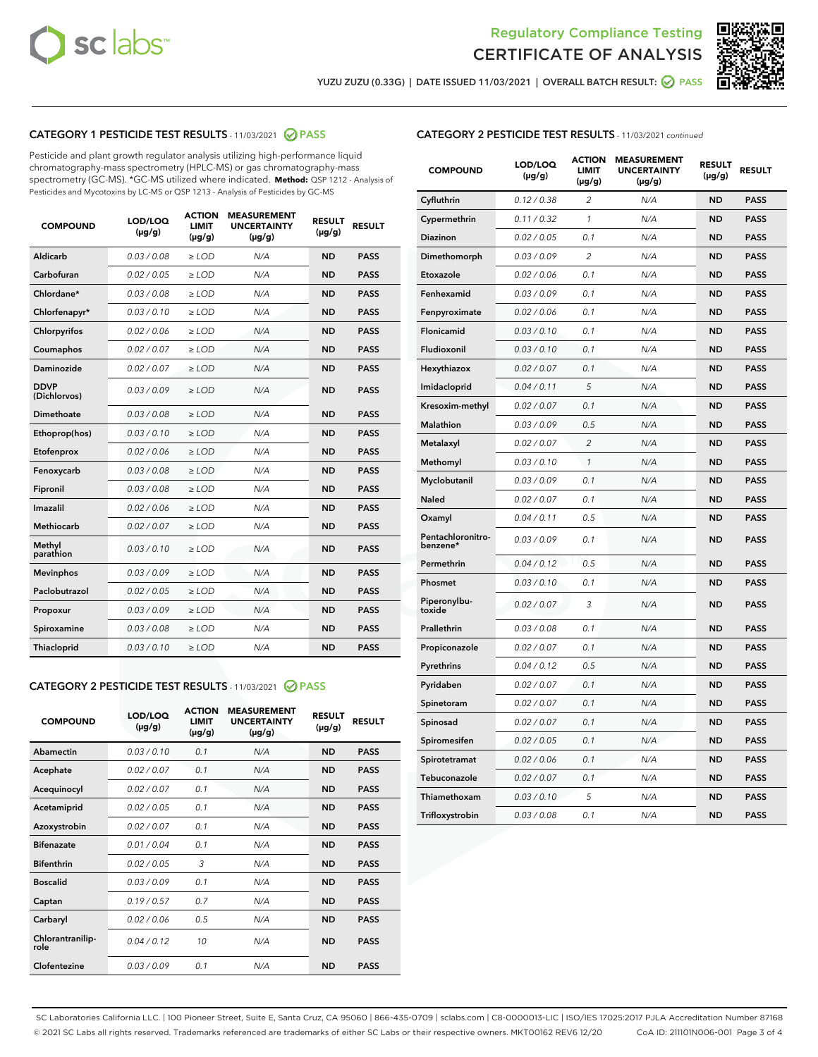Regulatory Compliance Testing
CERTIFICATE OF ANALYSIS

YUZU ZUZU (0.33G) | DATE ISSUED 11/03/2021 | OVERALL BATCH RESULT: PASS

## CATEGORY 1 PESTICIDE TEST RESULTS - 11/03/2021 PASS

Pesticide and plant growth regulator analysis utilizing high-performance liquid chromatography-mass spectrometry (HPLC-MS) or gas chromatography-mass spectrometry (GC-MS). *GC-MS utilized where indicated. **Method:** QSP 1212 - Analysis of Pesticides and Mycotoxins by LC-MS or QSP 1213 - Analysis of Pesticides by GC-MS

| COMPOUND | LOD/LOQ (µg/g) | ACTION LIMIT (µg/g) | MEASUREMENT UNCERTAINTY (µg/g) | RESULT (µg/g) | RESULT |
|---|---|---|---|---|---|
| Aldicarb | 0.03 / 0.08 | ≥ LOD | N/A | ND | PASS |
| Carbofuran | 0.02 / 0.05 | ≥ LOD | N/A | ND | PASS |
| Chlordane* | 0.03 / 0.08 | ≥ LOD | N/A | ND | PASS |
| Chlorfenapyr* | 0.03 / 0.10 | ≥ LOD | N/A | ND | PASS |
| Chlorpyrifos | 0.02 / 0.06 | ≥ LOD | N/A | ND | PASS |
| Coumaphos | 0.02 / 0.07 | ≥ LOD | N/A | ND | PASS |
| Daminozide | 0.02 / 0.07 | ≥ LOD | N/A | ND | PASS |
| DDVP (Dichlorvos) | 0.03 / 0.09 | ≥ LOD | N/A | ND | PASS |
| Dimethoate | 0.03 / 0.08 | ≥ LOD | N/A | ND | PASS |
| Ethoprop(hos) | 0.03 / 0.10 | ≥ LOD | N/A | ND | PASS |
| Etofenprox | 0.02 / 0.06 | ≥ LOD | N/A | ND | PASS |
| Fenoxycarb | 0.03 / 0.08 | ≥ LOD | N/A | ND | PASS |
| Fipronil | 0.03 / 0.08 | ≥ LOD | N/A | ND | PASS |
| Imazalil | 0.02 / 0.06 | ≥ LOD | N/A | ND | PASS |
| Methiocarb | 0.02 / 0.07 | ≥ LOD | N/A | ND | PASS |
| Methyl parathion | 0.03 / 0.10 | ≥ LOD | N/A | ND | PASS |
| Mevinphos | 0.03 / 0.09 | ≥ LOD | N/A | ND | PASS |
| Paclobutrazol | 0.02 / 0.05 | ≥ LOD | N/A | ND | PASS |
| Propoxur | 0.03 / 0.09 | ≥ LOD | N/A | ND | PASS |
| Spiroxamine | 0.03 / 0.08 | ≥ LOD | N/A | ND | PASS |
| Thiacloprid | 0.03 / 0.10 | ≥ LOD | N/A | ND | PASS |

## CATEGORY 2 PESTICIDE TEST RESULTS - 11/03/2021 PASS

| COMPOUND | LOD/LOQ (µg/g) | ACTION LIMIT (µg/g) | MEASUREMENT UNCERTAINTY (µg/g) | RESULT (µg/g) | RESULT |
|---|---|---|---|---|---|
| Abamectin | 0.03 / 0.10 | 0.1 | N/A | ND | PASS |
| Acephate | 0.02 / 0.07 | 0.1 | N/A | ND | PASS |
| Acequinocyl | 0.02 / 0.07 | 0.1 | N/A | ND | PASS |
| Acetamiprid | 0.02 / 0.05 | 0.1 | N/A | ND | PASS |
| Azoxystrobin | 0.02 / 0.07 | 0.1 | N/A | ND | PASS |
| Bifenazate | 0.01 / 0.04 | 0.1 | N/A | ND | PASS |
| Bifenthrin | 0.02 / 0.05 | 3 | N/A | ND | PASS |
| Boscalid | 0.03 / 0.09 | 0.1 | N/A | ND | PASS |
| Captan | 0.19 / 0.57 | 0.7 | N/A | ND | PASS |
| Carbaryl | 0.02 / 0.06 | 0.5 | N/A | ND | PASS |
| Chlorantraniliprole | 0.04 / 0.12 | 10 | N/A | ND | PASS |
| Clofentezine | 0.03 / 0.09 | 0.1 | N/A | ND | PASS |
| Cyfluthrin | 0.12 / 0.38 | 2 | N/A | ND | PASS |
| Cypermethrin | 0.11 / 0.32 | 1 | N/A | ND | PASS |
| Diazinon | 0.02 / 0.05 | 0.1 | N/A | ND | PASS |
| Dimethomorph | 0.03 / 0.09 | 2 | N/A | ND | PASS |
| Etoxazole | 0.02 / 0.06 | 0.1 | N/A | ND | PASS |
| Fenhexamid | 0.03 / 0.09 | 0.1 | N/A | ND | PASS |
| Fenpyroximate | 0.02 / 0.06 | 0.1 | N/A | ND | PASS |
| Flonicamid | 0.03 / 0.10 | 0.1 | N/A | ND | PASS |
| Fludioxonil | 0.03 / 0.10 | 0.1 | N/A | ND | PASS |
| Hexythiazox | 0.02 / 0.07 | 0.1 | N/A | ND | PASS |
| Imidacloprid | 0.04 / 0.11 | 5 | N/A | ND | PASS |
| Kresoxim-methyl | 0.02 / 0.07 | 0.1 | N/A | ND | PASS |
| Malathion | 0.03 / 0.09 | 0.5 | N/A | ND | PASS |
| Metalaxyl | 0.02 / 0.07 | 2 | N/A | ND | PASS |
| Methomyl | 0.03 / 0.10 | 1 | N/A | ND | PASS |
| Myclobutanil | 0.03 / 0.09 | 0.1 | N/A | ND | PASS |
| Naled | 0.02 / 0.07 | 0.1 | N/A | ND | PASS |
| Oxamyl | 0.04 / 0.11 | 0.5 | N/A | ND | PASS |
| Pentachloronitrobenzene* | 0.03 / 0.09 | 0.1 | N/A | ND | PASS |
| Permethrin | 0.04 / 0.12 | 0.5 | N/A | ND | PASS |
| Phosmet | 0.03 / 0.10 | 0.1 | N/A | ND | PASS |
| Piperonylbutoxide | 0.02 / 0.07 | 3 | N/A | ND | PASS |
| Prallethrin | 0.03 / 0.08 | 0.1 | N/A | ND | PASS |
| Propiconazole | 0.02 / 0.07 | 0.1 | N/A | ND | PASS |
| Pyrethrins | 0.04 / 0.12 | 0.5 | N/A | ND | PASS |
| Pyridaben | 0.02 / 0.07 | 0.1 | N/A | ND | PASS |
| Spinetoram | 0.02 / 0.07 | 0.1 | N/A | ND | PASS |
| Spinosad | 0.02 / 0.07 | 0.1 | N/A | ND | PASS |
| Spiromesifen | 0.02 / 0.05 | 0.1 | N/A | ND | PASS |
| Spirotetramat | 0.02 / 0.06 | 0.1 | N/A | ND | PASS |
| Tebuconazole | 0.02 / 0.07 | 0.1 | N/A | ND | PASS |
| Thiamethoxam | 0.03 / 0.10 | 5 | N/A | ND | PASS |
| Trifloxystrobin | 0.03 / 0.08 | 0.1 | N/A | ND | PASS |

SC Laboratories California LLC. | 100 Pioneer Street, Suite E, Santa Cruz, CA 95060 | 866-435-0709 | sclabs.com | C8-0000013-LIC | ISO/IES 17025:2017 PJLA Accreditation Number 87168
© 2021 SC Labs all rights reserved. Trademarks referenced are trademarks of either SC Labs or their respective owners. MKT00162 REV6 12/20 CoA ID: 211101N006-001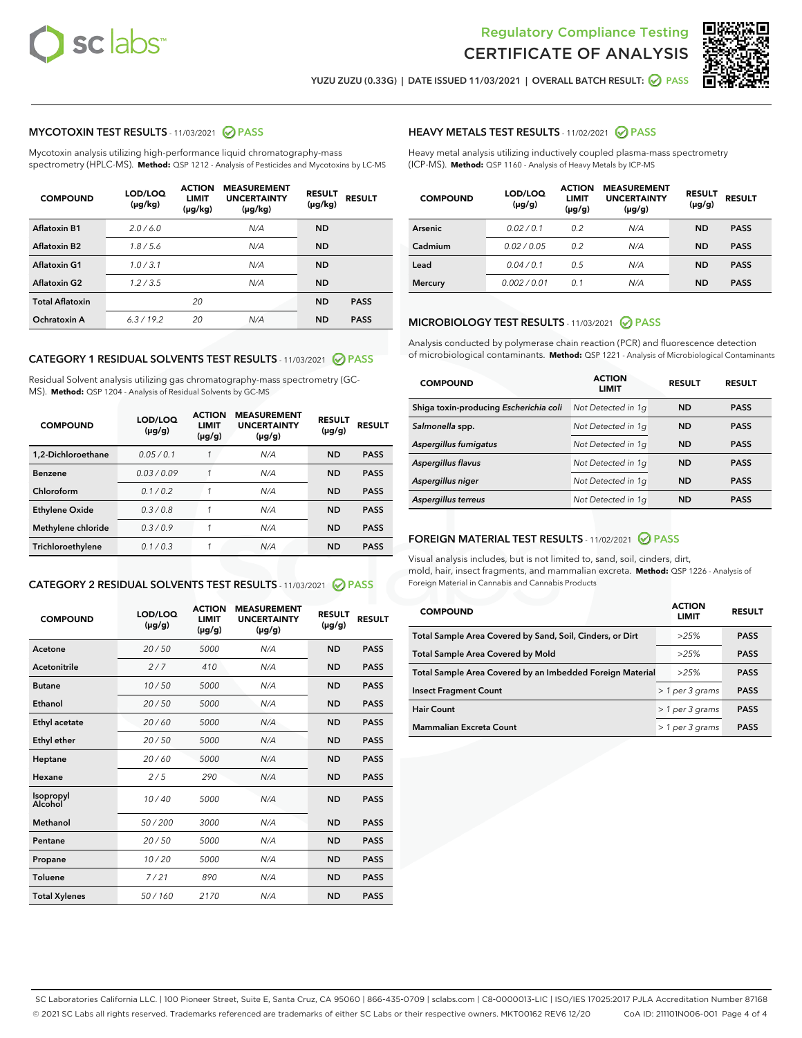Regulatory Compliance Testing

# CERTIFICATE OF ANALYSIS

YUZU ZUZU (0.33G) | DATE ISSUED 11/03/2021 | OVERALL BATCH RESULT: PASS

## MYCOTOXIN TEST RESULTS - 11/03/2021 PASS

Mycotoxin analysis utilizing high-performance liquid chromatography-mass spectrometry (HPLC-MS). **Method:** QSP 1212 - Analysis of Pesticides and Mycotoxins by LC-MS

| COMPOUND | LOD/LOQ (µg/kg) | ACTION LIMIT (µg/kg) | MEASUREMENT UNCERTAINTY (µg/kg) | RESULT (µg/kg) | RESULT |
| --- | --- | --- | --- | --- | --- |
| Aflatoxin B1 | 2.0 / 6.0 | | N/A | ND | |
| Aflatoxin B2 | 1.8 / 5.6 | | N/A | ND | |
| Aflatoxin G1 | 1.0 / 3.1 | | N/A | ND | |
| Aflatoxin G2 | 1.2 / 3.5 | | N/A | ND | |
| Total Aflatoxin | | 20 | | ND | PASS |
| Ochratoxin A | 6.3 / 19.2 | 20 | N/A | ND | PASS |

## CATEGORY 1 RESIDUAL SOLVENTS TEST RESULTS - 11/03/2021 PASS

Residual Solvent analysis utilizing gas chromatography-mass spectrometry (GC-MS). **Method:** QSP 1204 - Analysis of Residual Solvents by GC-MS

| COMPOUND | LOD/LOQ (µg/g) | ACTION LIMIT (µg/g) | MEASUREMENT UNCERTAINTY (µg/g) | RESULT (µg/g) | RESULT |
| --- | --- | --- | --- | --- | --- |
| 1,2-Dichloroethane | 0.05 / 0.1 | 1 | N/A | ND | PASS |
| Benzene | 0.03 / 0.09 | 1 | N/A | ND | PASS |
| Chloroform | 0.1 / 0.2 | 1 | N/A | ND | PASS |
| Ethylene Oxide | 0.3 / 0.8 | 1 | N/A | ND | PASS |
| Methylene chloride | 0.3 / 0.9 | 1 | N/A | ND | PASS |
| Trichloroethylene | 0.1 / 0.3 | 1 | N/A | ND | PASS |

## CATEGORY 2 RESIDUAL SOLVENTS TEST RESULTS - 11/03/2021 PASS

| COMPOUND | LOD/LOQ (µg/g) | ACTION LIMIT (µg/g) | MEASUREMENT UNCERTAINTY (µg/g) | RESULT (µg/g) | RESULT |
| --- | --- | --- | --- | --- | --- |
| Acetone | 20 / 50 | 5000 | N/A | ND | PASS |
| Acetonitrile | 2 / 7 | 410 | N/A | ND | PASS |
| Butane | 10 / 50 | 5000 | N/A | ND | PASS |
| Ethanol | 20 / 50 | 5000 | N/A | ND | PASS |
| Ethyl acetate | 20 / 60 | 5000 | N/A | ND | PASS |
| Ethyl ether | 20 / 50 | 5000 | N/A | ND | PASS |
| Heptane | 20 / 60 | 5000 | N/A | ND | PASS |
| Hexane | 2 / 5 | 290 | N/A | ND | PASS |
| Isopropyl Alcohol | 10 / 40 | 5000 | N/A | ND | PASS |
| Methanol | 50 / 200 | 3000 | N/A | ND | PASS |
| Pentane | 20 / 50 | 5000 | N/A | ND | PASS |
| Propane | 10 / 20 | 5000 | N/A | ND | PASS |
| Toluene | 7 / 21 | 890 | N/A | ND | PASS |
| Total Xylenes | 50 / 160 | 2170 | N/A | ND | PASS |

## HEAVY METALS TEST RESULTS - 11/02/2021 PASS

Heavy metal analysis utilizing inductively coupled plasma-mass spectrometry (ICP-MS). **Method:** QSP 1160 - Analysis of Heavy Metals by ICP-MS

| COMPOUND | LOD/LOQ (µg/g) | ACTION LIMIT (µg/g) | MEASUREMENT UNCERTAINTY (µg/g) | RESULT (µg/g) | RESULT |
| --- | --- | --- | --- | --- | --- |
| Arsenic | 0.02 / 0.1 | 0.2 | N/A | ND | PASS |
| Cadmium | 0.02 / 0.05 | 0.2 | N/A | ND | PASS |
| Lead | 0.04 / 0.1 | 0.5 | N/A | ND | PASS |
| Mercury | 0.002 / 0.01 | 0.1 | N/A | ND | PASS |

## MICROBIOLOGY TEST RESULTS - 11/03/2021 PASS

Analysis conducted by polymerase chain reaction (PCR) and fluorescence detection of microbiological contaminants. **Method:** QSP 1221 - Analysis of Microbiological Contaminants

| COMPOUND | ACTION LIMIT | RESULT | RESULT |
| --- | --- | --- | --- |
| Shiga toxin-producing *Escherichia coli* | Not Detected in 1g | ND | PASS |
| *Salmonella* spp. | Not Detected in 1g | ND | PASS |
| *Aspergillus fumigatus* | Not Detected in 1g | ND | PASS |
| *Aspergillus flavus* | Not Detected in 1g | ND | PASS |
| *Aspergillus niger* | Not Detected in 1g | ND | PASS |
| *Aspergillus terreus* | Not Detected in 1g | ND | PASS |

## FOREIGN MATERIAL TEST RESULTS - 11/02/2021 PASS

Visual analysis includes, but is not limited to, sand, soil, cinders, dirt, mold, hair, insect fragments, and mammalian excreta. **Method:** QSP 1226 - Analysis of Foreign Material in Cannabis and Cannabis Products

| COMPOUND | ACTION LIMIT | RESULT |
| --- | --- | --- |
| Total Sample Area Covered by Sand, Soil, Cinders, or Dirt | >25% | PASS |
| Total Sample Area Covered by Mold | >25% | PASS |
| Total Sample Area Covered by an Imbedded Foreign Material | >25% | PASS |
| Insect Fragment Count | > 1 per 3 grams | PASS |
| Hair Count | > 1 per 3 grams | PASS |
| Mammalian Excreta Count | > 1 per 3 grams | PASS |

SC Laboratories California LLC. | 100 Pioneer Street, Suite E, Santa Cruz, CA 95060 | 866-435-0709 | sclabs.com | C8-0000013-LIC | ISO/IES 17025:2017 PJLA Accreditation Number 87168
© 2021 SC Labs all rights reserved. Trademarks referenced are trademarks of either SC Labs or their respective owners. MKT00162 REV6 12/20 CoA ID: 211101N006-001